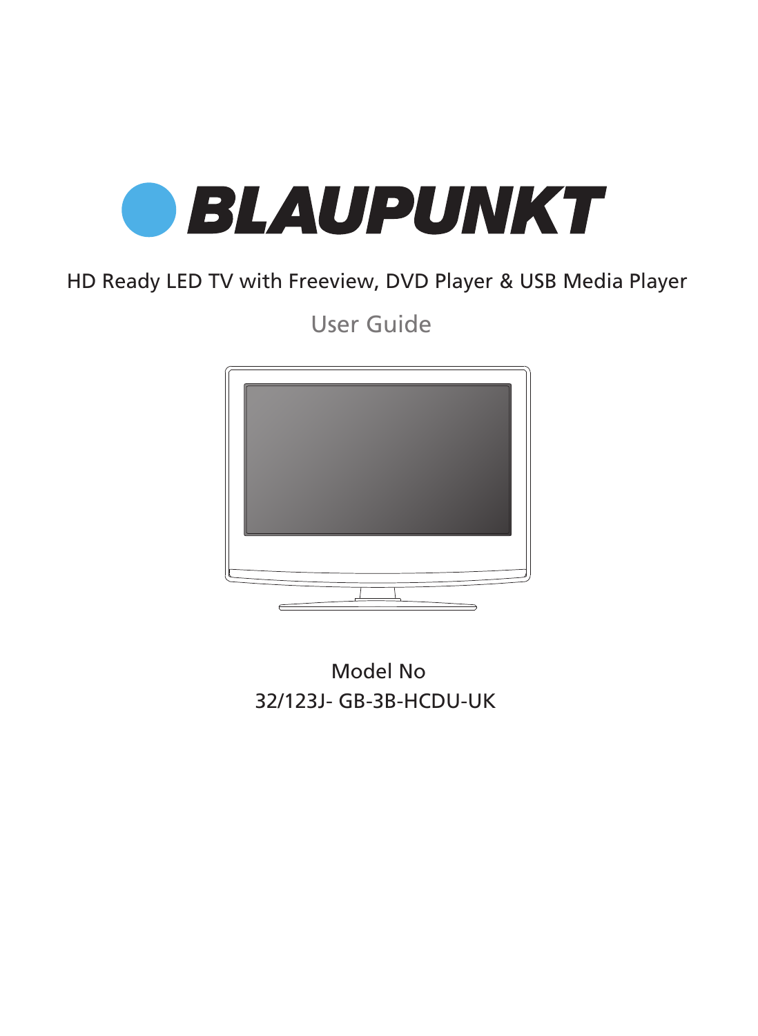# BLAUPUNKT

HD Ready LED TV with Freeview, DVD Player & USB Media Player

## User Guide

Model No

32/123J- GB-3B-HCDU-UK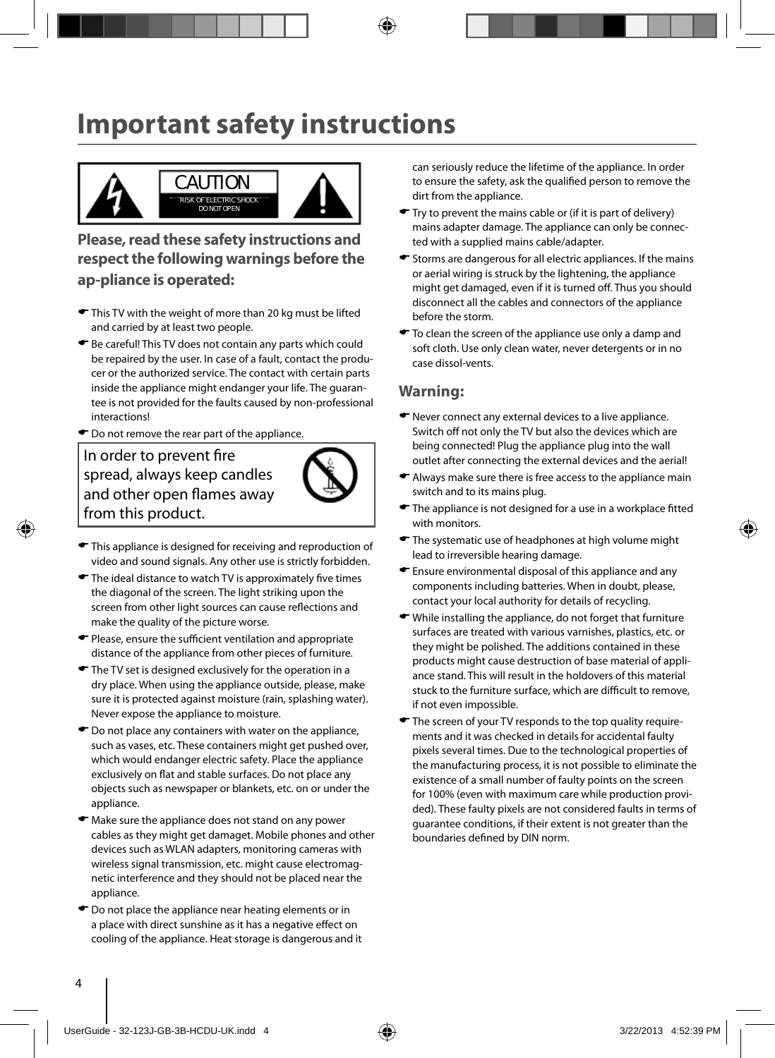# Important safety instructions

CAUTION

RISK OF ELECTRIC SHOCK
DO NOT OPEN

## Please, read these safety instructions and respect the following warnings before the ap-pliance is operated:

- This TV with the weight of more than 20 kg must be lifted and carried by at least two people.
- Be careful! This TV does not contain any parts which could be repaired by the user. In case of a fault, contact the producer or the authorized service. The contact with certain parts inside the appliance might endanger your life. The guarantee is not provided for the faults caused by non-professional interactions!
- Do not remove the rear part of the appliance.

In order to prevent fire spread, always keep candles and other open flames away from this product.

- This appliance is designed for receiving and reproduction of video and sound signals. Any other use is strictly forbidden.
- The ideal distance to watch TV is approximately five times the diagonal of the screen. The light striking upon the screen from other light sources can cause reflections and make the quality of the picture worse.
- Please, ensure the sufficient ventilation and appropriate distance of the appliance from other pieces of furniture.
- The TV set is designed exclusively for the operation in a dry place. When using the appliance outside, please, make sure it is protected against moisture (rain, splashing water). Never expose the appliance to moisture.
- Do not place any containers with water on the appliance, such as vases, etc. These containers might get pushed over, which would endanger electric safety. Place the appliance exclusively on flat and stable surfaces. Do not place any objects such as newspaper or blankets, etc. on or under the appliance.
- Make sure the appliance does not stand on any power cables as they might get damaget. Mobile phones and other devices such as WLAN adapters, monitoring cameras with wireless signal transmission, etc. might cause electromagnetic interference and they should not be placed near the appliance.
- Do not place the appliance near heating elements or in a place with direct sunshine as it has a negative effect on cooling of the appliance. Heat storage is dangerous and it can seriously reduce the lifetime of the appliance. In order to ensure the safety, ask the qualified person to remove the dirt from the appliance.
- Try to prevent the mains cable or (if it is part of delivery) mains adapter damage. The appliance can only be connected with a supplied mains cable/adapter.
- Storms are dangerous for all electric appliances. If the mains or aerial wiring is struck by the lightening, the appliance might get damaged, even if it is turned off. Thus you should disconnect all the cables and connectors of the appliance before the storm.
- To clean the screen of the appliance use only a damp and soft cloth. Use only clean water, never detergents or in no case dissol-vents.

## Warning:

- Never connect any external devices to a live appliance. Switch off not only the TV but also the devices which are being connected! Plug the appliance plug into the wall outlet after connecting the external devices and the aerial!
- Always make sure there is free access to the appliance main switch and to its mains plug.
- The appliance is not designed for a use in a workplace fitted with monitors.
- The systematic use of headphones at high volume might lead to irreversible hearing damage.
- Ensure environmental disposal of this appliance and any components including batteries. When in doubt, please, contact your local authority for details of recycling.
- While installing the appliance, do not forget that furniture surfaces are treated with various varnishes, plastics, etc. or they might be polished. The additions contained in these products might cause destruction of base material of appliance stand. This will result in the holdovers of this material stuck to the furniture surface, which are difficult to remove, if not even impossible.
- The screen of your TV responds to the top quality requirements and it was checked in details for accidental faulty pixels several times. Due to the technological properties of the manufacturing process, it is not possible to eliminate the existence of a small number of faulty points on the screen for 100% (even with maximum care while production provided). These faulty pixels are not considered faults in terms of guarantee conditions, if their extent is not greater than the boundaries defined by DIN norm.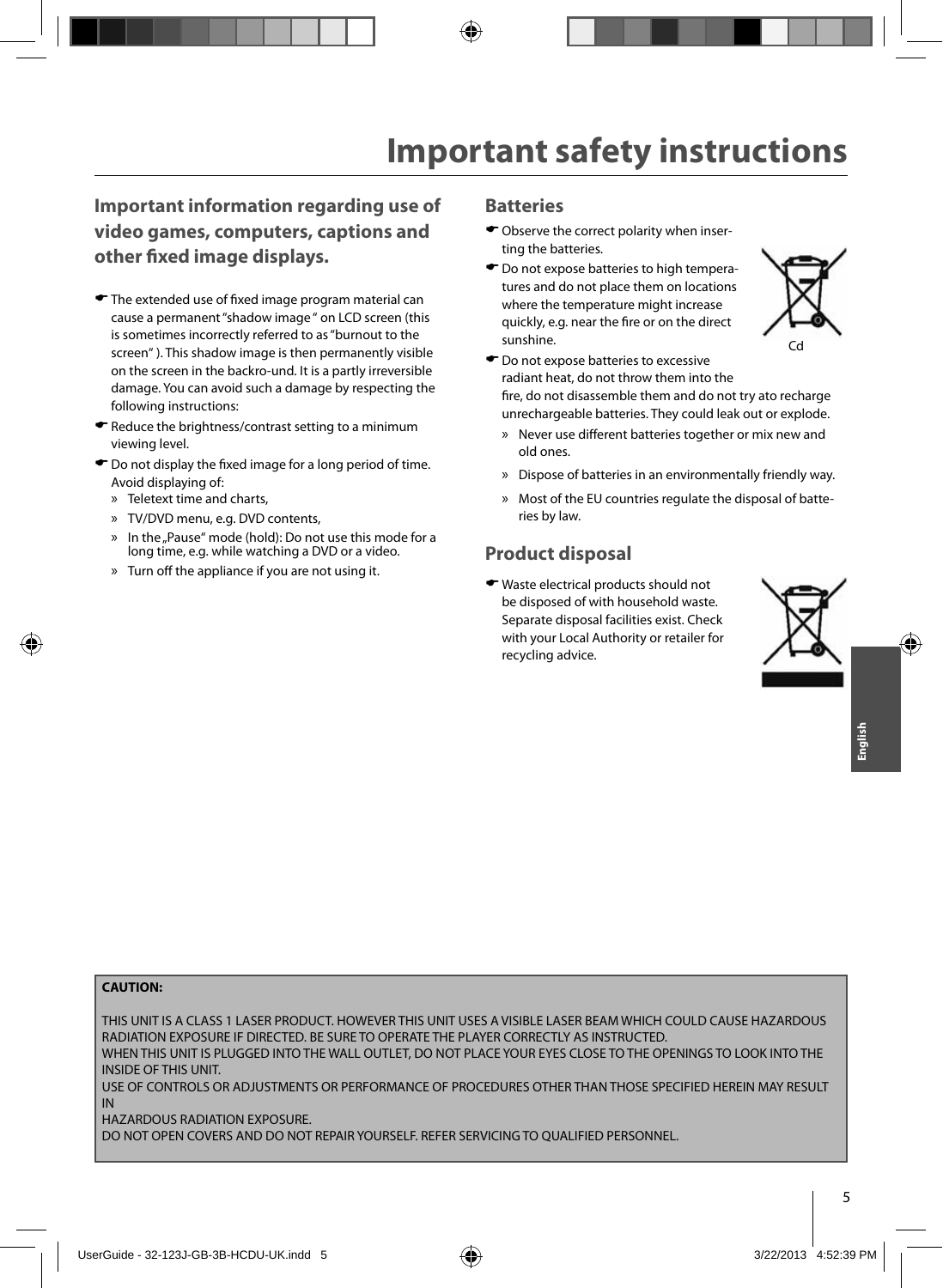# Important safety instructions

## Important information regarding use of video games, computers, captions and other fixed image displays.

- The extended use of fixed image program material can cause a permanent "shadow image " on LCD screen (this is sometimes incorrectly referred to as "burnout to the screen" ). This shadow image is then permanently visible on the screen in the backro-und. It is a partly irreversible damage. You can avoid such a damage by respecting the following instructions:
- Reduce the brightness/contrast setting to a minimum viewing level.
- Do not display the fixed image for a long period of time. Avoid displaying of:
  - » Teletext time and charts,
  - » TV/DVD menu, e.g. DVD contents,
  - » In the „Pause" mode (hold): Do not use this mode for a long time, e.g. while watching a DVD or a video.
  - » Turn off the appliance if you are not using it.

## Batteries

- Observe the correct polarity when inserting the batteries.
- Do not expose batteries to high temperatures and do not place them on locations where the temperature might increase quickly, e.g. near the fire or on the direct sunshine.
- Do not expose batteries to excessive radiant heat, do not throw them into the fire, do not disassemble them and do not try ato recharge unrechargeable batteries. They could leak out or explode.
  - » Never use different batteries together or mix new and old ones.
  - » Dispose of batteries in an environmentally friendly way.
  - » Most of the EU countries regulate the disposal of batteries by law.

Cd

## Product disposal

- Waste electrical products should not be disposed of with household waste. Separate disposal facilities exist. Check with your Local Authority or retailer for recycling advice.

**CAUTION:**

THIS UNIT IS A CLASS 1 LASER PRODUCT. HOWEVER THIS UNIT USES A VISIBLE LASER BEAM WHICH COULD CAUSE HAZARDOUS RADIATION EXPOSURE IF DIRECTED. BE SURE TO OPERATE THE PLAYER CORRECTLY AS INSTRUCTED.
WHEN THIS UNIT IS PLUGGED INTO THE WALL OUTLET, DO NOT PLACE YOUR EYES CLOSE TO THE OPENINGS TO LOOK INTO THE INSIDE OF THIS UNIT.
USE OF CONTROLS OR ADJUSTMENTS OR PERFORMANCE OF PROCEDURES OTHER THAN THOSE SPECIFIED HEREIN MAY RESULT IN
HAZARDOUS RADIATION EXPOSURE.
DO NOT OPEN COVERS AND DO NOT REPAIR YOURSELF. REFER SERVICING TO QUALIFIED PERSONNEL.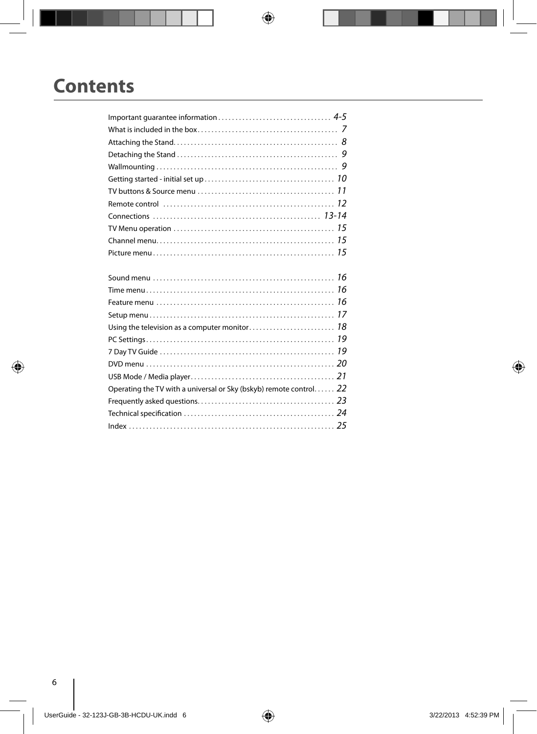# Contents

| | |
|---|---|
| Important guarantee information | *4-5* |
| What is included in the box | *7* |
| Attaching the Stand | *8* |
| Detaching the Stand | *9* |
| Wallmounting | *9* |
| Getting started - initial set up | *10* |
| TV buttons & Source menu | *11* |
| Remote control | *12* |
| Connections | *13-14* |
| TV Menu operation | *15* |
| Channel menu | *15* |
| Picture menu | *15* |
| Sound menu | *16* |
| Time menu | *16* |
| Feature menu | *16* |
| Setup menu | *17* |
| Using the television as a computer monitor | *18* |
| PC Settings | *19* |
| 7 Day TV Guide | *19* |
| DVD menu | *20* |
| USB Mode / Media player | *21* |
| Operating the TV with a universal or Sky (bskyb) remote control | *22* |
| Frequently asked questions | *23* |
| Technical specification | *24* |
| Index | *25* |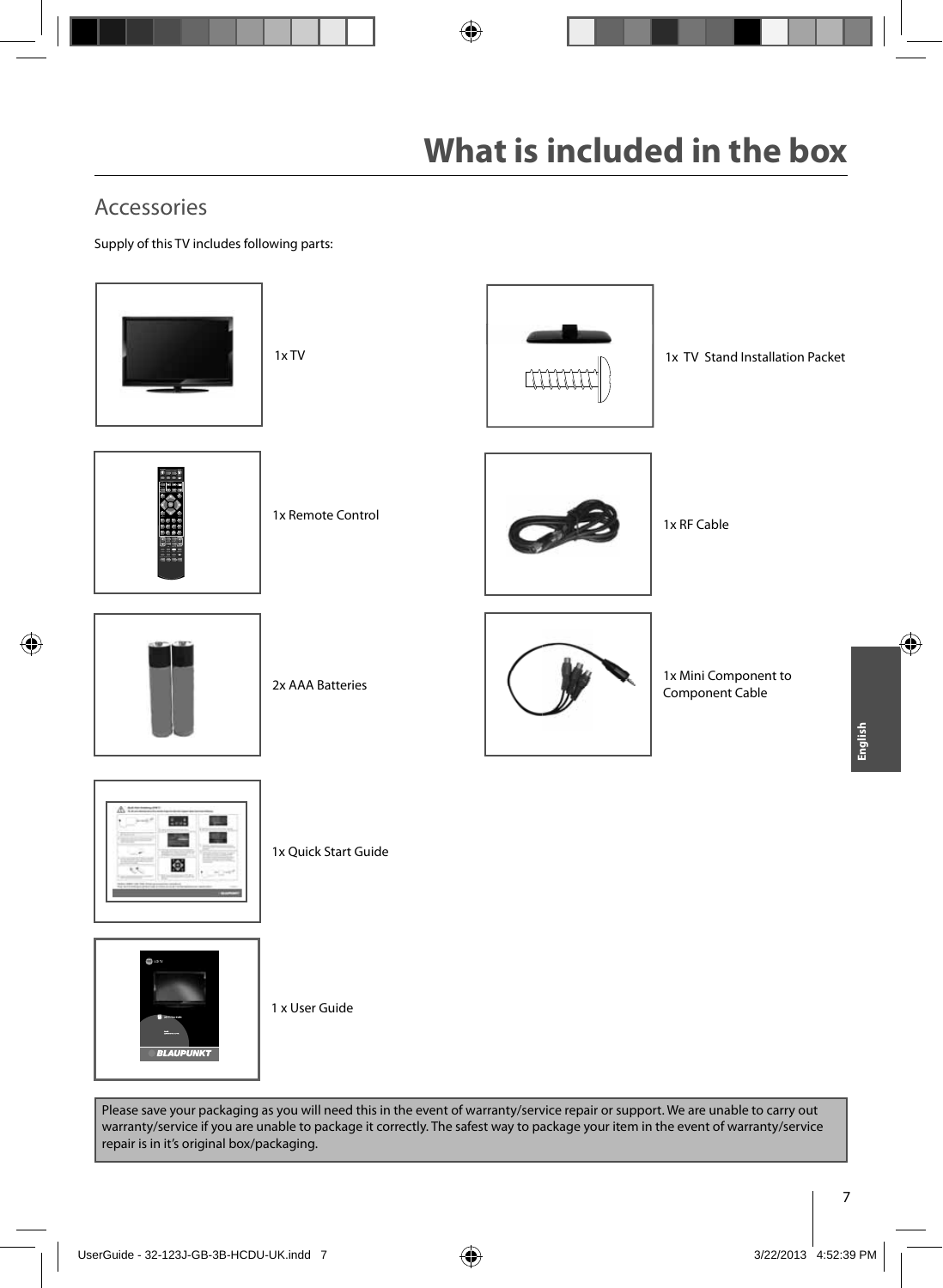# What is included in the box

## Accessories

Supply of this TV includes following parts:

1x TV

1x TV Stand Installation Packet

1x Remote Control

1x RF Cable

2x AAA Batteries

1x Mini Component to Component Cable

1x Quick Start Guide

1 x User Guide

Please save your packaging as you will need this in the event of warranty/service repair or support. We are unable to carry out warranty/service if you are unable to package it correctly. The safest way to package your item in the event of warranty/service repair is in it's original box/packaging.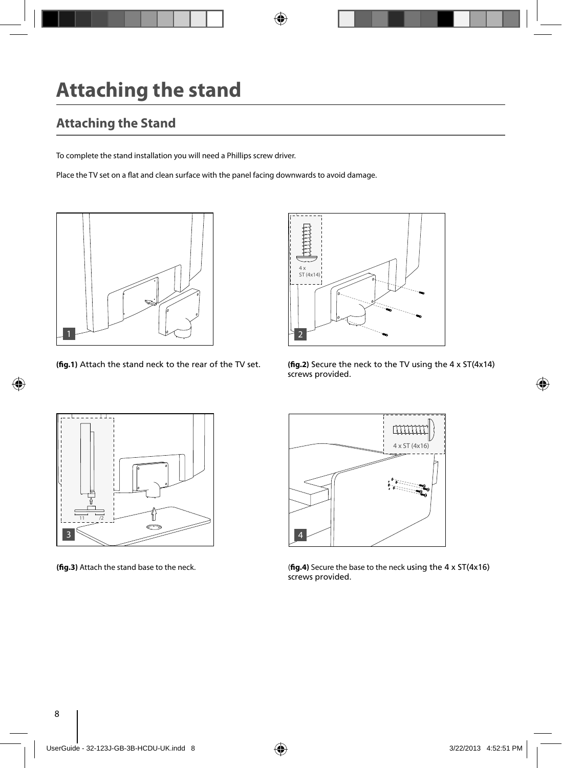# Attaching the stand

## Attaching the Stand

To complete the stand installation you will need a Phillips screw driver.

Place the TV set on a flat and clean surface with the panel facing downwards to avoid damage.

**(fig.1)** Attach the stand neck to the rear of the TV set.

**(fig.2)** Secure the neck to the TV using the 4 x ST(4x14) screws provided.

**(fig.3)** Attach the stand base to the neck.

(**fig.4)** Secure the base to the neck using the 4 x ST(4x16) screws provided.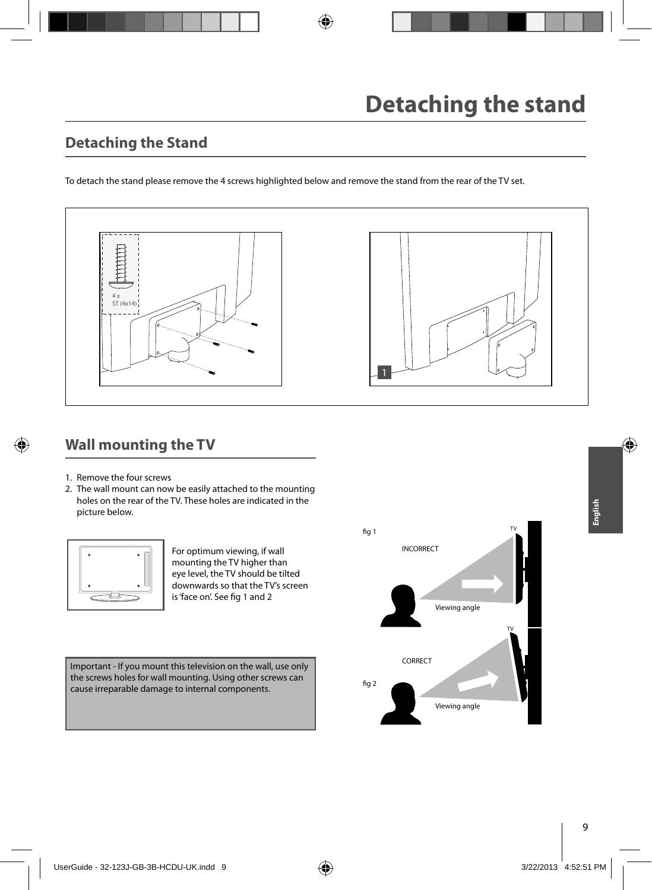# Detaching the stand

## Detaching the Stand

To detach the stand please remove the 4 screws highlighted below and remove the stand from the rear of the TV set.

## Wall mounting the TV

1. Remove the four screws
2. The wall mount can now be easily attached to the mounting holes on the rear of the TV. These holes are indicated in the picture below.

For optimum viewing, if wall mounting the TV higher than eye level, the TV should be tilted downwards so that the TV's screen is 'face on'. See fig 1 and 2

Important - If you mount this television on the wall, use only the screws holes for wall mounting. Using other screws can cause irreparable damage to internal components.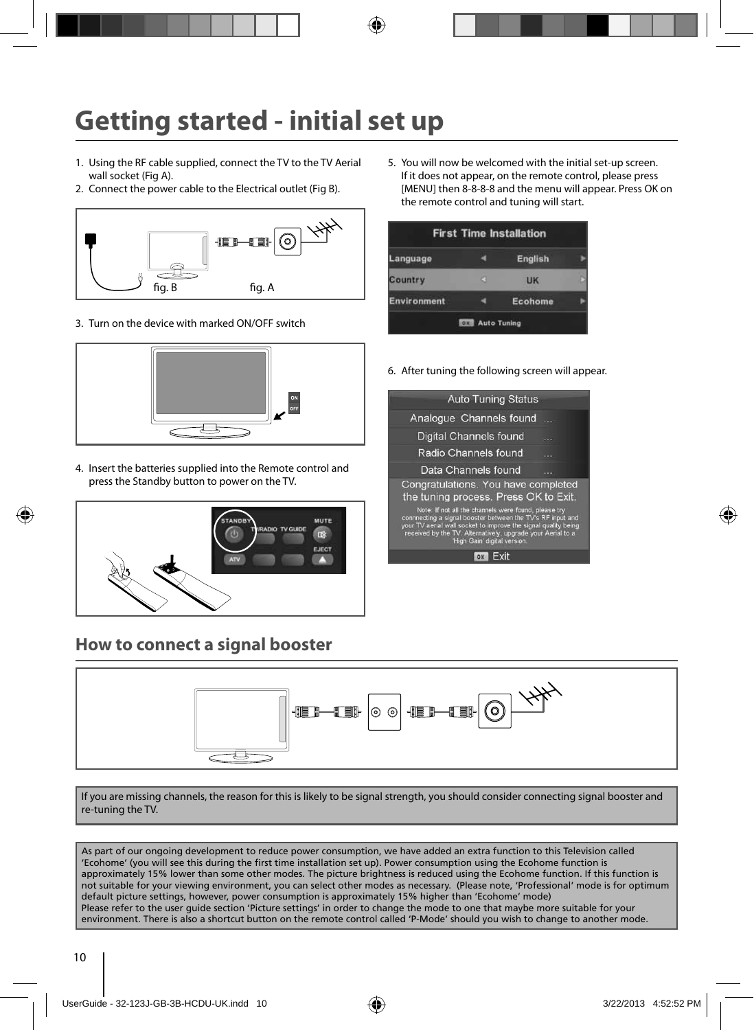# Getting started - initial set up

1. Using the RF cable supplied, connect the TV to the TV Aerial wall socket (Fig A).
2. Connect the power cable to the Electrical outlet (Fig B).

fig. B fig. A

3. Turn on the device with marked ON/OFF switch

ON
OFF

4. Insert the batteries supplied into the Remote control and press the Standby button to power on the TV.

STANDBY TV/RADIO TV GUIDE MUTE EJECT ATV

5. You will now be welcomed with the initial set-up screen. If it does not appear, on the remote control, please press [MENU] then 8-8-8-8 and the menu will appear. Press OK on the remote control and tuning will start.

| First Time Installation | |
|---|---|
| Language | English |
| Country | UK |
| Environment | Ecohome |
| OK Auto Tuning | |

6. After tuning the following screen will appear.

| Auto Tuning Status | |
|---|---|
| Analogue Channels found | ... |
| Digital Channels found | ... |
| Radio Channels found | ... |
| Data Channels found | ... |

Congratulations. You have completed the tuning process. Press OK to Exit.

Note: If not all the channels were found, please try connnecting a signal booster between the TV's RF input and your TV aerial wall socket to improve the signal quality being received by the TV. Alternatively, upgrade your Aerial to a 'High Gain' digital version.

OK Exit

## How to connect a signal booster

If you are missing channels, the reason for this is likely to be signal strength, you should consider connecting signal booster and re-tuning the TV.

As part of our ongoing development to reduce power consumption, we have added an extra function to this Television called 'Ecohome' (you will see this during the first time installation set up). Power consumption using the Ecohome function is approximately 15% lower than some other modes. The picture brightness is reduced using the Ecohome function. If this function is not suitable for your viewing environment, you can select other modes as necessary. (Please note, 'Professional' mode is for optimum default picture settings, however, power consumption is approximately 15% higher than 'Ecohome' mode)
Please refer to the user guide section 'Picture settings' in order to change the mode to one that maybe more suitable for your environment. There is also a shortcut button on the remote control called 'P-Mode' should you wish to change to another mode.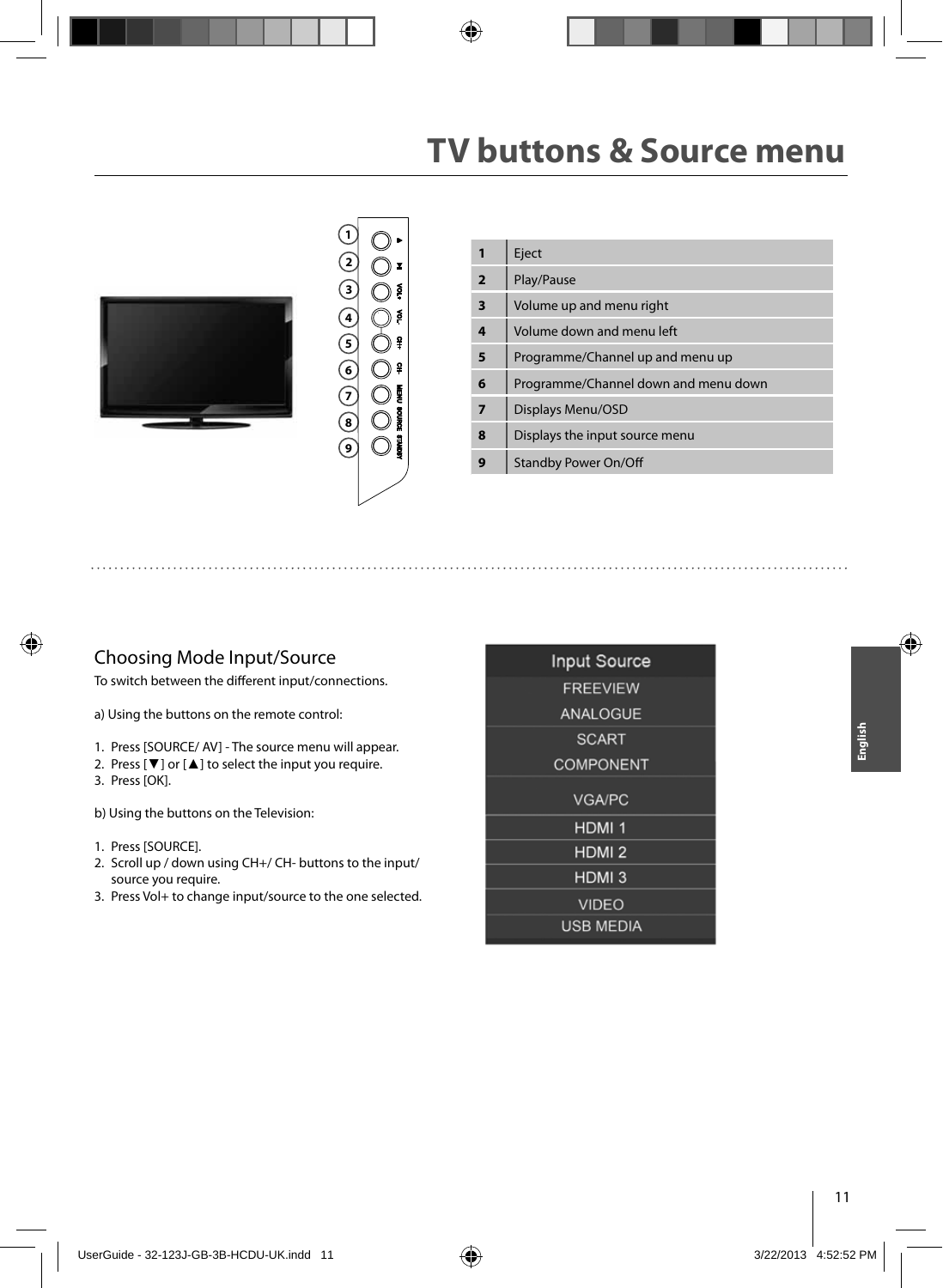# TV buttons & Source menu

| 1 | Eject |
|---|---|
| 2 | Play/Pause |
| 3 | Volume up and menu right |
| 4 | Volume down and menu left |
| 5 | Programme/Channel up and menu up |
| 6 | Programme/Channel down and menu down |
| 7 | Displays Menu/OSD |
| 8 | Displays the input source menu |
| 9 | Standby Power On/Off |

## Choosing Mode Input/Source

To switch between the different input/connections.

a) Using the buttons on the remote control:

1. Press [SOURCE/ AV] - The source menu will appear.
2. Press [▼] or [▲] to select the input you require.
3. Press [OK].

b) Using the buttons on the Television:

1. Press [SOURCE].
2. Scroll up / down using CH+/ CH- buttons to the input/ source you require.
3. Press Vol+ to change input/source to the one selected.

| Input Source |
|---|
| FREEVIEW |
| ANALOGUE |
| SCART |
| COMPONENT |
| VGA/PC |
| HDMI 1 |
| HDMI 2 |
| HDMI 3 |
| VIDEO |
| USB MEDIA |

English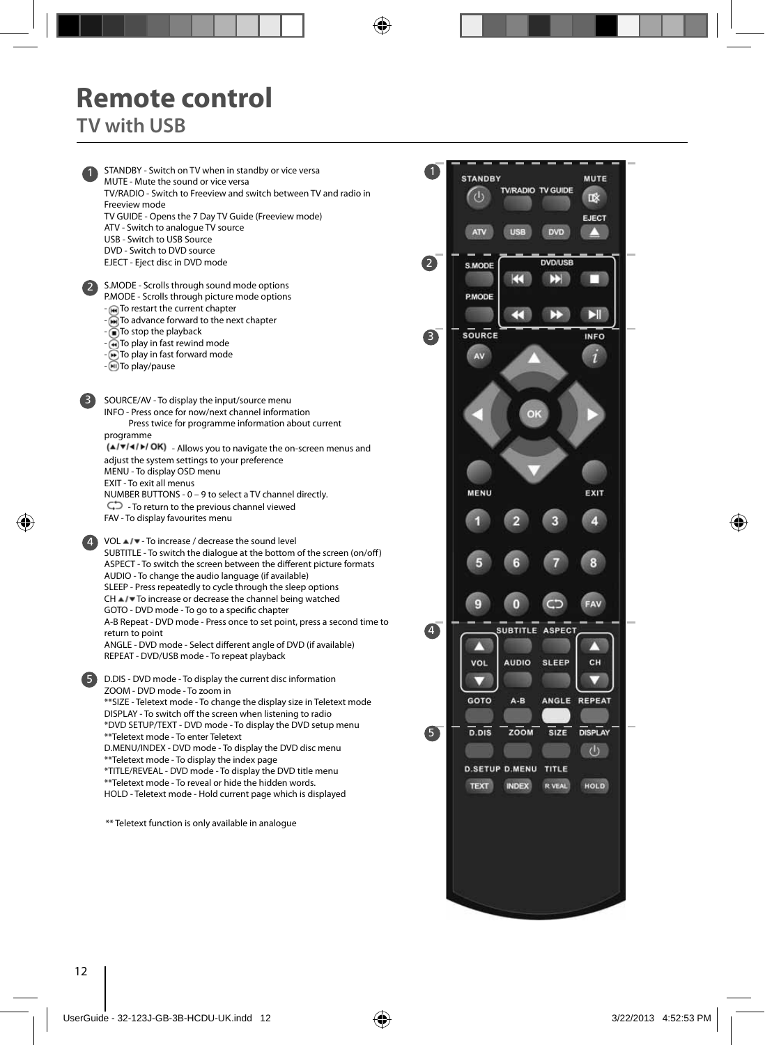# Remote control

## TV with USB

1. STANDBY - Switch on TV when in standby or vice versa
   MUTE - Mute the sound or vice versa
   TV/RADIO - Switch to Freeview and switch between TV and radio in Freeview mode
   TV GUIDE - Opens the 7 Day TV Guide (Freeview mode)
   ATV - Switch to analogue TV source
   USB - Switch to USB Source
   DVD - Switch to DVD source
   EJECT - Eject disc in DVD mode

2. S.MODE - Scrolls through sound mode options
   P.MODE - Scrolls through picture mode options
   - To restart the current chapter
   - To advance forward to the next chapter
   - To stop the playback
   - To play in fast rewind mode
   - To play in fast forward mode
   - To play/pause

3. SOURCE/AV - To display the input/source menu
   INFO - Press once for now/next channel information
   Press twice for programme information about current programme
   (▲/▼/◄/►/ OK) - Allows you to navigate the on-screen menus and adjust the system settings to your preference
   MENU - To display OSD menu
   EXIT - To exit all menus
   NUMBER BUTTONS - 0 – 9 to select a TV channel directly.
   - To return to the previous channel viewed
   FAV - To display favourites menu

4. VOL ▲/▼ - To increase / decrease the sound level
   SUBTITLE - To switch the dialogue at the bottom of the screen (on/off)
   ASPECT - To switch the screen between the different picture formats
   AUDIO - To change the audio language (if available)
   SLEEP - Press repeatedly to cycle through the sleep options
   CH ▲/▼ To increase or decrease the channel being watched
   GOTO - DVD mode - To go to a specific chapter
   A-B Repeat - DVD mode - Press once to set point, press a second time to return to point
   ANGLE - DVD mode - Select different angle of DVD (if available)
   REPEAT - DVD/USB mode - To repeat playback

5. D.DIS - DVD mode - To display the current disc information
   ZOOM - DVD mode - To zoom in
   **SIZE - Teletext mode - To change the display size in Teletext mode
   DISPLAY - To switch off the screen when listening to radio
   *DVD SETUP/TEXT - DVD mode - To display the DVD setup menu
   **Teletext mode - To enter Teletext
   D.MENU/INDEX - DVD mode - To display the DVD disc menu
   **Teletext mode - To display the index page
   *TITLE/REVEAL - DVD mode - To display the DVD title menu
   **Teletext mode - To reveal or hide the hidden words.
   HOLD - Teletext mode - Hold current page which is displayed

** Teletext function is only available in analogue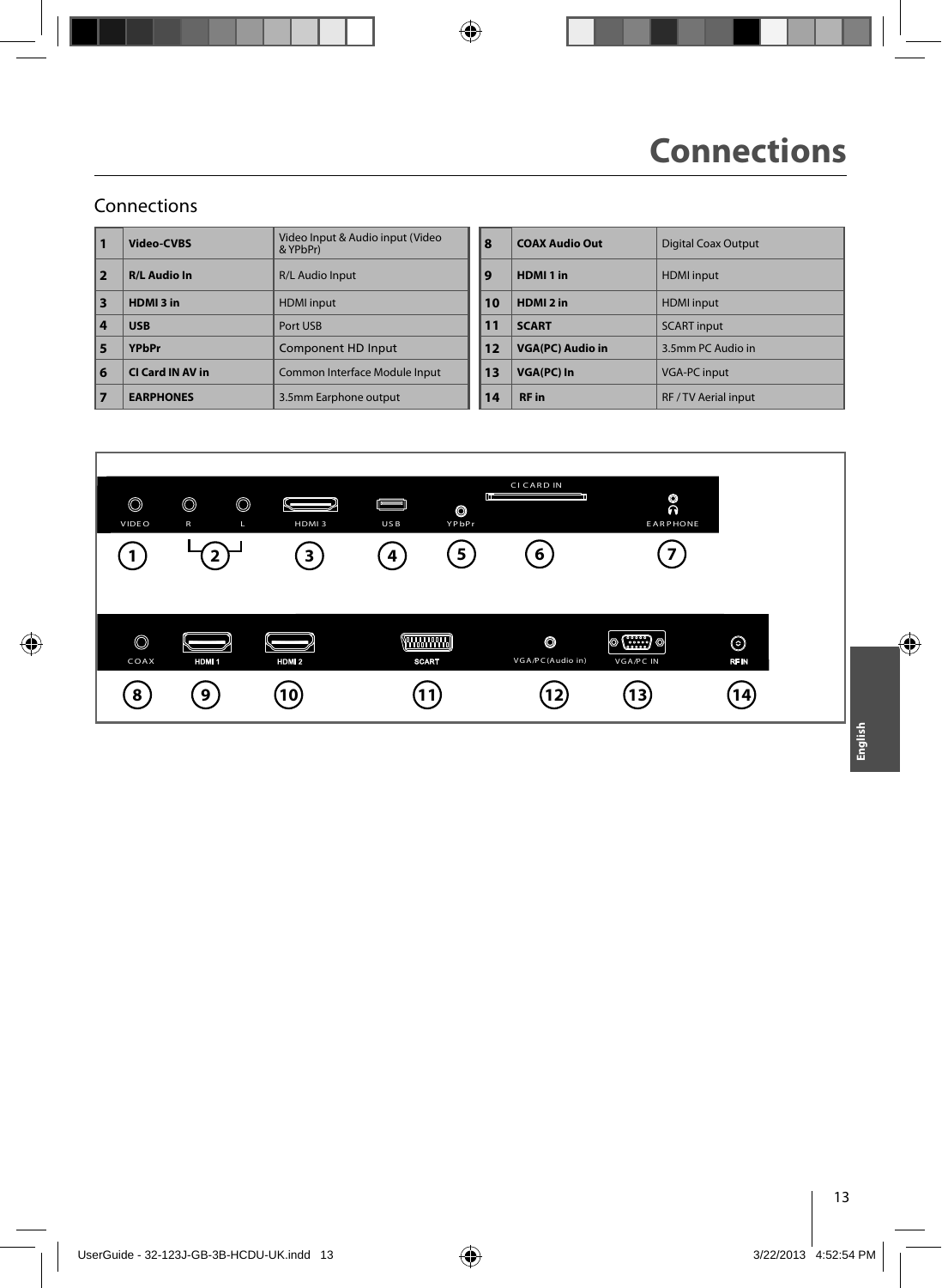# Connections

## Connections

| 1 | Video-CVBS | Video Input & Audio input (Video & YPbPr) |
|---|---|---|
| 2 | R/L Audio In | R/L Audio Input |
| 3 | HDMI 3 in | HDMI input |
| 4 | USB | Port USB |
| 5 | YPbPr | Component HD Input |
| 6 | CI Card IN AV in | Common Interface Module Input |
| 7 | EARPHONES | 3.5mm Earphone output |

| 8 | COAX Audio Out | Digital Coax Output |
|---|---|---|
| 9 | HDMI 1 in | HDMI input |
| 10 | HDMI 2 in | HDMI input |
| 11 | SCART | SCART input |
| 12 | VGA(PC) Audio in | 3.5mm PC Audio in |
| 13 | VGA(PC) In | VGA-PC input |
| 14 | RF in | RF / TV Aerial input |

VIDEO R L HDMI 3 USB YPbPr CI CARD IN EARPHONE

1 2 3 4 5 6 7

COAX HDMI 1 HDMI 2 SCART VGA/PC(Audio in) VGA/PC IN RF IN

8 9 10 11 12 13 14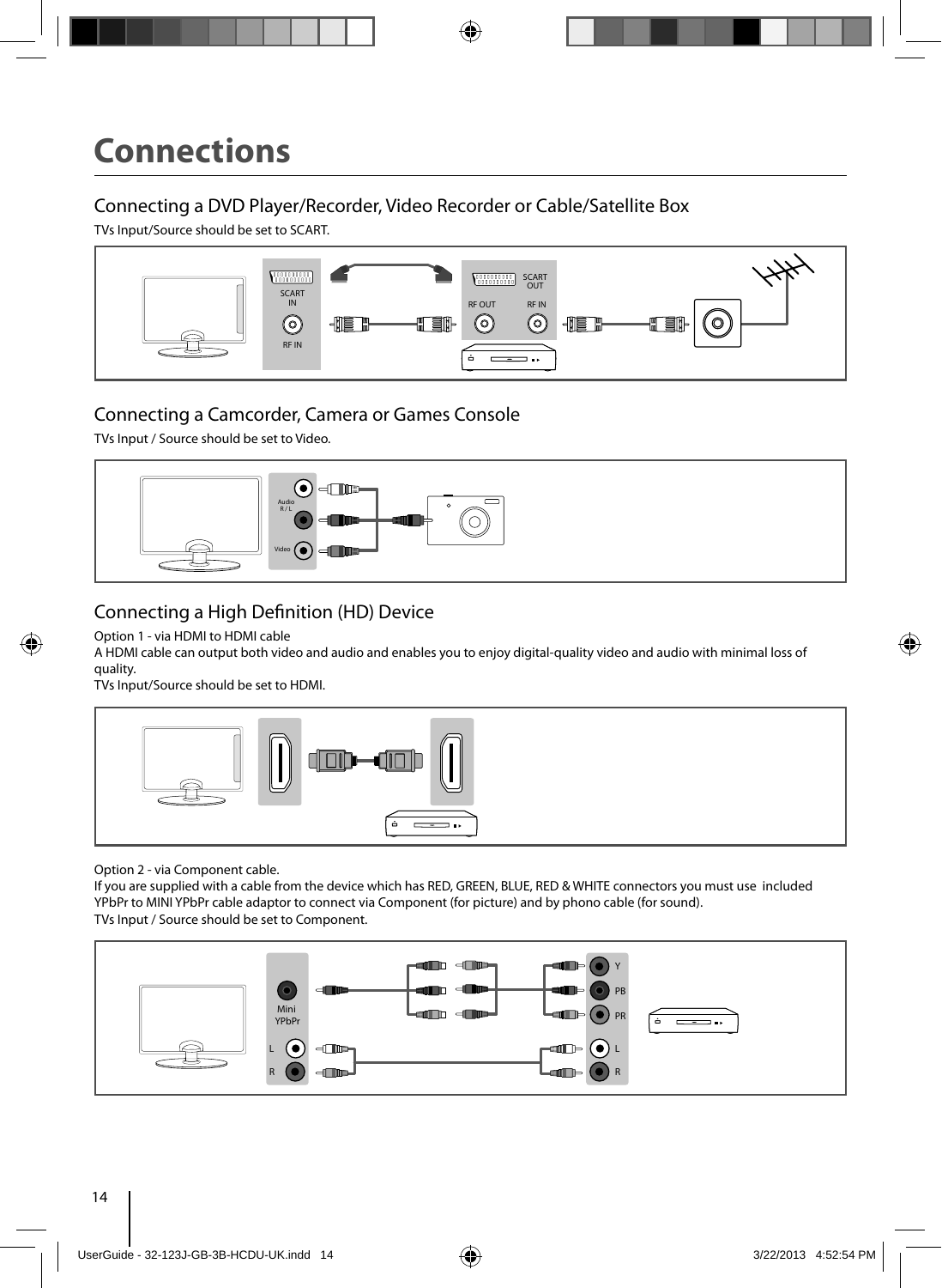# Connections

## Connecting a DVD Player/Recorder, Video Recorder or Cable/Satellite Box

TVs Input/Source should be set to SCART.

## Connecting a Camcorder, Camera or Games Console

TVs Input / Source should be set to Video.

## Connecting a High Definition (HD) Device

Option 1 - via HDMI to HDMI cable

A HDMI cable can output both video and audio and enables you to enjoy digital-quality video and audio with minimal loss of quality.

TVs Input/Source should be set to HDMI.

Option 2 - via Component cable.

If you are supplied with a cable from the device which has RED, GREEN, BLUE, RED & WHITE connectors you must use included YPbPr to MINI YPbPr cable adaptor to connect via Component (for picture) and by phono cable (for sound).

TVs Input / Source should be set to Component.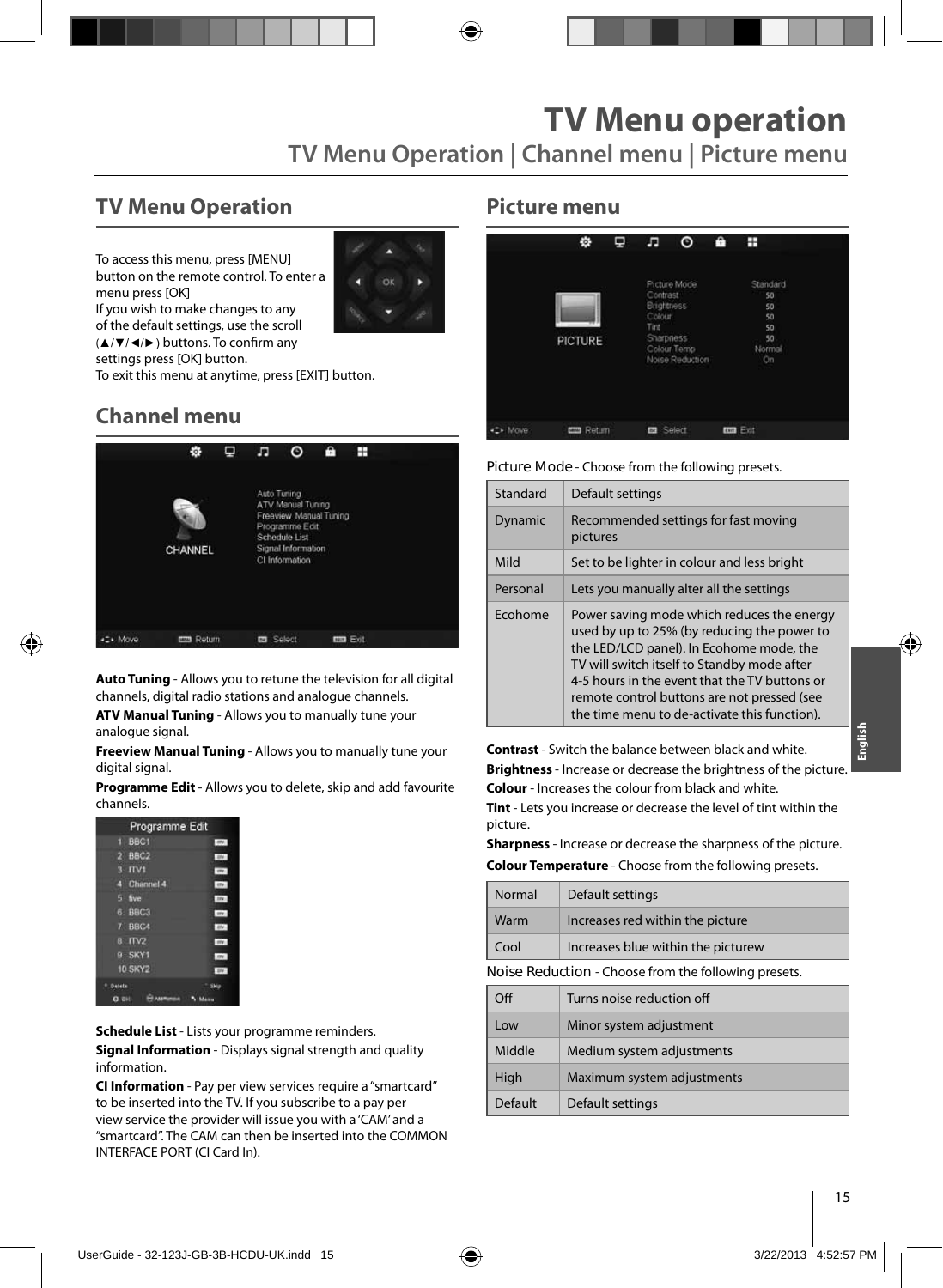# TV Menu operation

## TV Menu Operation | Channel menu | Picture menu

## TV Menu Operation

To access this menu, press [MENU] button on the remote control. To enter a menu press [OK]
If you wish to make changes to any of the default settings, use the scroll (▲/▼/◄/►) buttons. To confirm any settings press [OK] button.
To exit this menu at anytime, press [EXIT] button.

## Channel menu

**Auto Tuning** - Allows you to retune the television for all digital channels, digital radio stations and analogue channels.

**ATV Manual Tuning** - Allows you to manually tune your analogue signal.

**Freeview Manual Tuning** - Allows you to manually tune your digital signal.

**Programme Edit** - Allows you to delete, skip and add favourite channels.

**Schedule List** - Lists your programme reminders.

**Signal Information** - Displays signal strength and quality information.

**CI Information** - Pay per view services require a "smartcard" to be inserted into the TV. If you subscribe to a pay per view service the provider will issue you with a 'CAM' and a "smartcard". The CAM can then be inserted into the COMMON INTERFACE PORT (CI Card In).

## Picture menu

Picture Mode - Choose from the following presets.

| | |
|---|---|
| Standard | Default settings |
| Dynamic | Recommended settings for fast moving pictures |
| Mild | Set to be lighter in colour and less bright |
| Personal | Lets you manually alter all the settings |
| Ecohome | Power saving mode which reduces the energy used by up to 25% (by reducing the power to the LED/LCD panel). In Ecohome mode, the TV will switch itself to Standby mode after 4-5 hours in the event that the TV buttons or remote control buttons are not pressed (see the time menu to de-activate this function). |

**Contrast** - Switch the balance between black and white.

**Brightness** - Increase or decrease the brightness of the picture.

**Colour** - Increases the colour from black and white.

**Tint** - Lets you increase or decrease the level of tint within the picture.

**Sharpness** - Increase or decrease the sharpness of the picture.

**Colour Temperature** - Choose from the following presets.

| | |
|---|---|
| Normal | Default settings |
| Warm | Increases red within the picture |
| Cool | Increases blue within the picturew |

Noise Reduction - Choose from the following presets.

| | |
|---|---|
| Off | Turns noise reduction off |
| Low | Minor system adjustment |
| Middle | Medium system adjustments |
| High | Maximum system adjustments |
| Default | Default settings |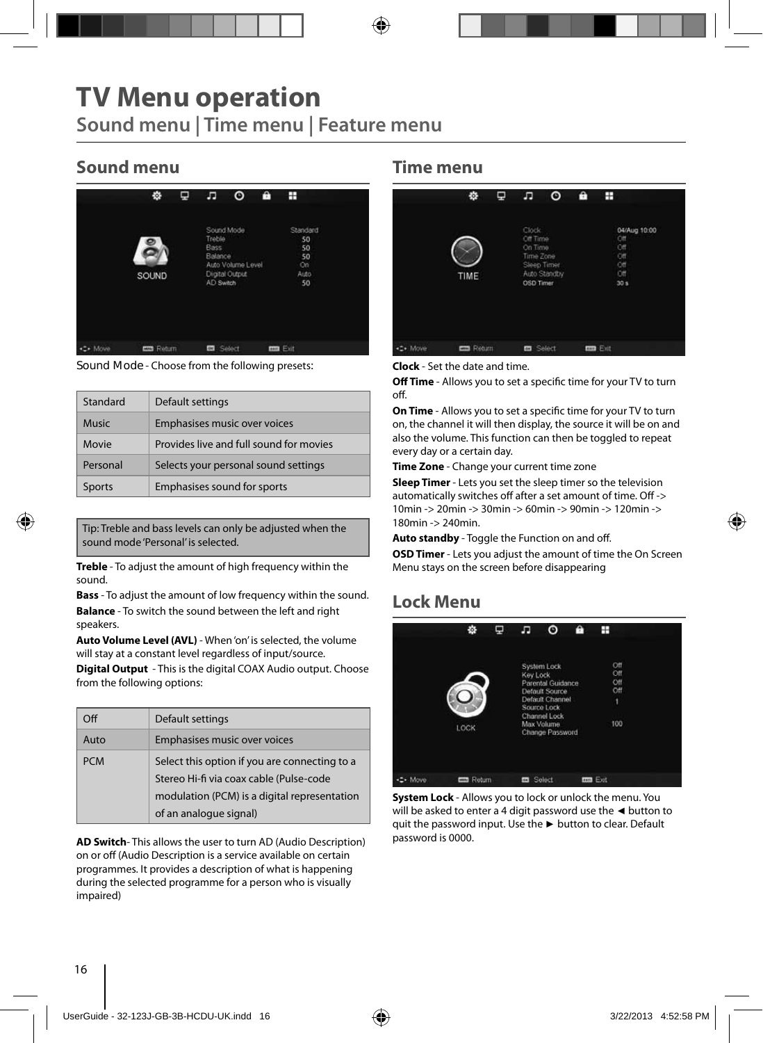# TV Menu operation

## Sound menu | Time menu | Feature menu

### Sound menu

Sound Mode - Choose from the following presets:

| Standard | Default settings |
| --- | --- |
| Music | Emphasises music over voices |
| Movie | Provides live and full sound for movies |
| Personal | Selects your personal sound settings |
| Sports | Emphasises sound for sports |

Tip: Treble and bass levels can only be adjusted when the sound mode 'Personal' is selected.

**Treble** - To adjust the amount of high frequency within the sound.

**Bass** - To adjust the amount of low frequency within the sound.

**Balance** - To switch the sound between the left and right speakers.

**Auto Volume Level (AVL)** - When 'on' is selected, the volume will stay at a constant level regardless of input/source.

**Digital Output** - This is the digital COAX Audio output. Choose from the following options:

| Off | Default settings |
| --- | --- |
| Auto | Emphasises music over voices |
| PCM | Select this option if you are connecting to a Stereo Hi-fi via coax cable (Pulse-code modulation (PCM) is a digital representation of an analogue signal) |

**AD Switch**- This allows the user to turn AD (Audio Description) on or off (Audio Description is a service available on certain programmes. It provides a description of what is happening during the selected programme for a person who is visually impaired)

### Time menu

**Clock** - Set the date and time.

**Off Time** - Allows you to set a specific time for your TV to turn off.

**On Time** - Allows you to set a specific time for your TV to turn on, the channel it will then display, the source it will be on and also the volume. This function can then be toggled to repeat every day or a certain day.

**Time Zone** - Change your current time zone

**Sleep Timer** - Lets you set the sleep timer so the television automatically switches off after a set amount of time. Off -> 10min -> 20min -> 30min -> 60min -> 90min -> 120min -> 180min -> 240min.

**Auto standby** - Toggle the Function on and off.

**OSD Timer** - Lets you adjust the amount of time the On Screen Menu stays on the screen before disappearing

### Lock Menu

**System Lock** - Allows you to lock or unlock the menu. You will be asked to enter a 4 digit password use the ◄ button to quit the password input. Use the ► button to clear. Default password is 0000.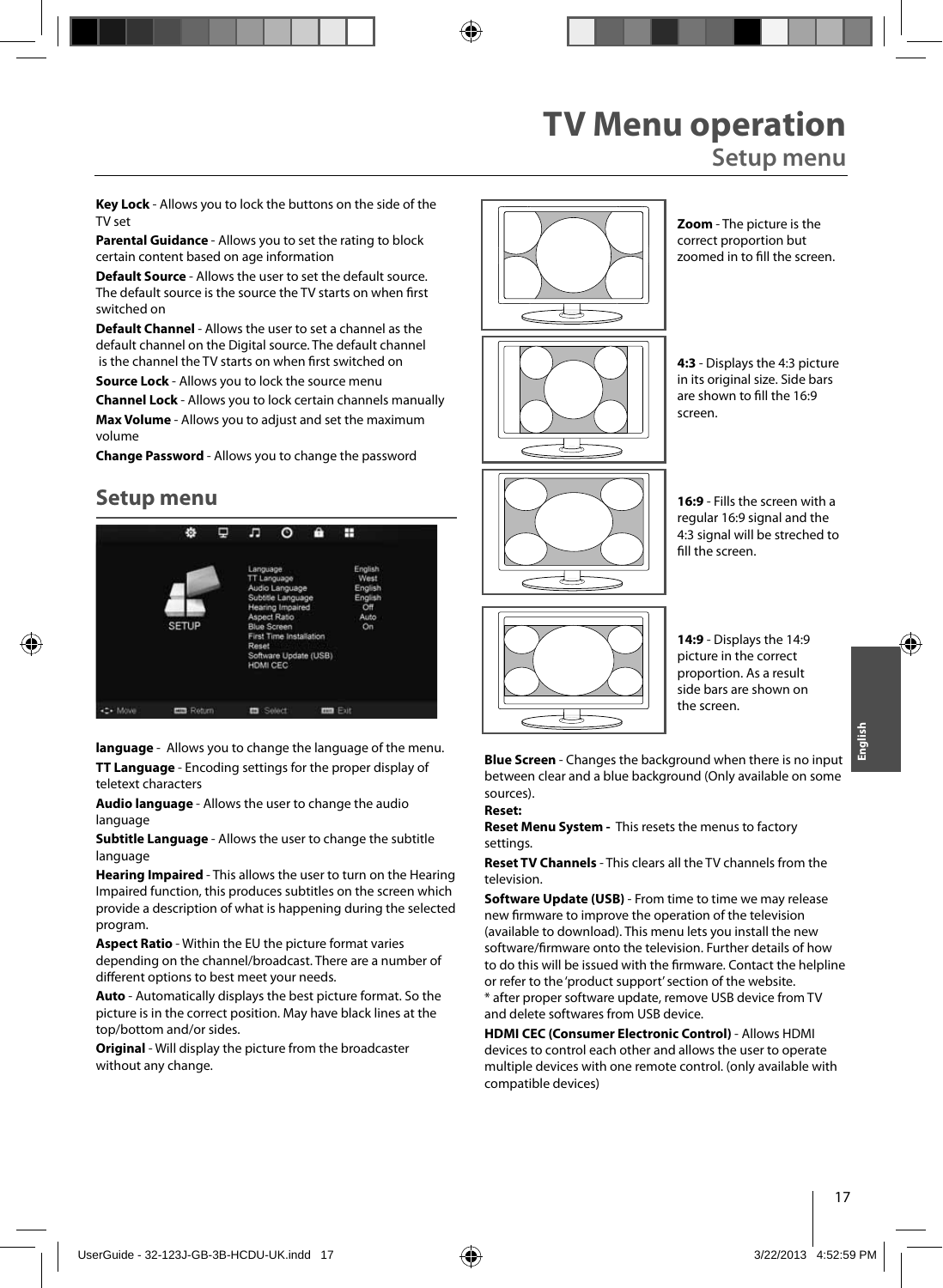# TV Menu operation

## Setup menu

**Key Lock** - Allows you to lock the buttons on the side of the TV set

**Parental Guidance** - Allows you to set the rating to block certain content based on age information

**Default Source** - Allows the user to set the default source. The default source is the source the TV starts on when first switched on

**Default Channel** - Allows the user to set a channel as the default channel on the Digital source. The default channel is the channel the TV starts on when first switched on

**Source Lock** - Allows you to lock the source menu

**Channel Lock** - Allows you to lock certain channels manually

**Max Volume** - Allows you to adjust and set the maximum volume

**Change Password** - Allows you to change the password

## Setup menu

| | |
|---|---|
| Language | English |
| TT Language | West |
| Audio Language | English |
| Subtitle Language | English |
| Hearing Impaired | Off |
| Aspect Ratio | Auto |
| Blue Screen | On |
| First Time Installation | |
| Reset | |
| Software Update (USB) | |
| HDMI CEC | |

Move | Return | Select | Exit

**language** - Allows you to change the language of the menu.

**TT Language** - Encoding settings for the proper display of teletext characters

**Audio language** - Allows the user to change the audio language

**Subtitle Language** - Allows the user to change the subtitle language

**Hearing Impaired** - This allows the user to turn on the Hearing Impaired function, this produces subtitles on the screen which provide a description of what is happening during the selected program.

**Aspect Ratio** - Within the EU the picture format varies depending on the channel/broadcast. There are a number of different options to best meet your needs.

**Auto** - Automatically displays the best picture format. So the picture is in the correct position. May have black lines at the top/bottom and/or sides.

**Original** - Will display the picture from the broadcaster without any change.

**Zoom** - The picture is the correct proportion but zoomed in to fill the screen.

**4:3** - Displays the 4:3 picture in its original size. Side bars are shown to fill the 16:9 screen.

**16:9** - Fills the screen with a regular 16:9 signal and the 4:3 signal will be streched to fill the screen.

**14:9** - Displays the 14:9 picture in the correct proportion. As a result side bars are shown on the screen.

**Blue Screen** - Changes the background when there is no input between clear and a blue background (Only available on some sources).

**Reset:**

**Reset Menu System -** This resets the menus to factory settings.

**Reset TV Channels** - This clears all the TV channels from the television.

**Software Update (USB)** - From time to time we may release new firmware to improve the operation of the television (available to download). This menu lets you install the new software/firmware onto the television. Further details of how to do this will be issued with the firmware. Contact the helpline or refer to the 'product support' section of the website.
* after proper software update, remove USB device from TV and delete softwares from USB device.

**HDMI CEC (Consumer Electronic Control)** - Allows HDMI devices to control each other and allows the user to operate multiple devices with one remote control. (only available with compatible devices)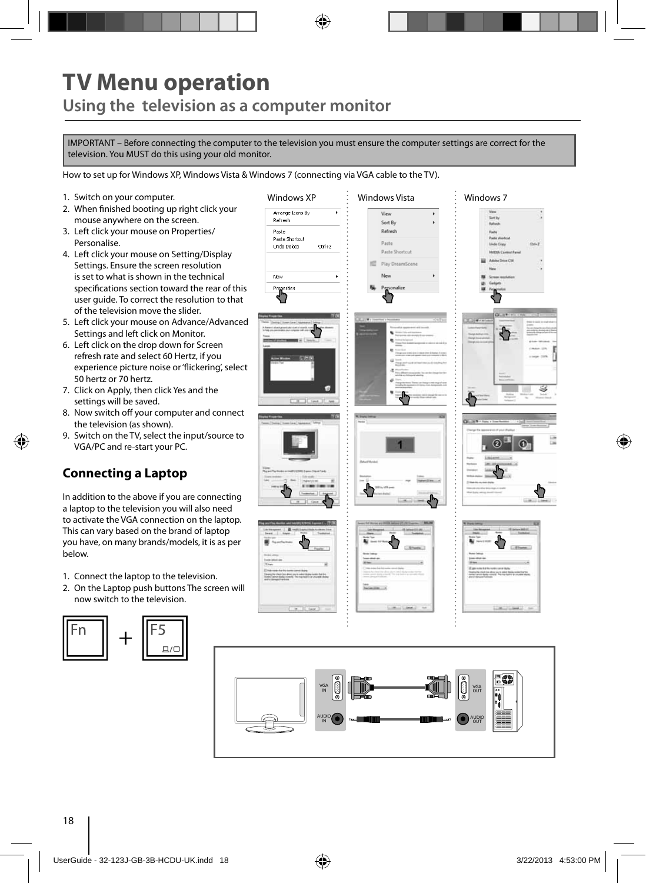# TV Menu operation

## Using the television as a computer monitor

IMPORTANT – Before connecting the computer to the television you must ensure the computer settings are correct for the television. You MUST do this using your old monitor.

How to set up for Windows XP, Windows Vista & Windows 7 (connecting via VGA cable to the TV).

1. Switch on your computer.
2. When finished booting up right click your mouse anywhere on the screen.
3. Left click your mouse on Properties/ Personalise.
4. Left click your mouse on Setting/Display Settings. Ensure the screen resolution is set to what is shown in the technical specifications section toward the rear of this user guide. To correct the resolution to that of the television move the slider.
5. Left click your mouse on Advance/Advanced Settings and left click on Monitor.
6. Left click on the drop down for Screen refresh rate and select 60 Hertz, if you experience picture noise or 'flickering', select 50 hertz or 70 hertz.
7. Click on Apply, then click Yes and the settings will be saved.
8. Now switch off your computer and connect the television (as shown).
9. Switch on the TV, select the input/source to VGA/PC and re-start your PC.

Windows XP | Windows Vista | Windows 7

### Connecting a Laptop

In addition to the above if you are connecting a laptop to the television you will also need to activate the VGA connection on the laptop. This can vary based on the brand of laptop you have, on many brands/models, it is as per below.

1. Connect the laptop to the television.
2. On the Laptop push buttons The screen will now switch to the television.

Fn + F5

VGA IN | AUDIO IN | VGA OUT | AUDIO OUT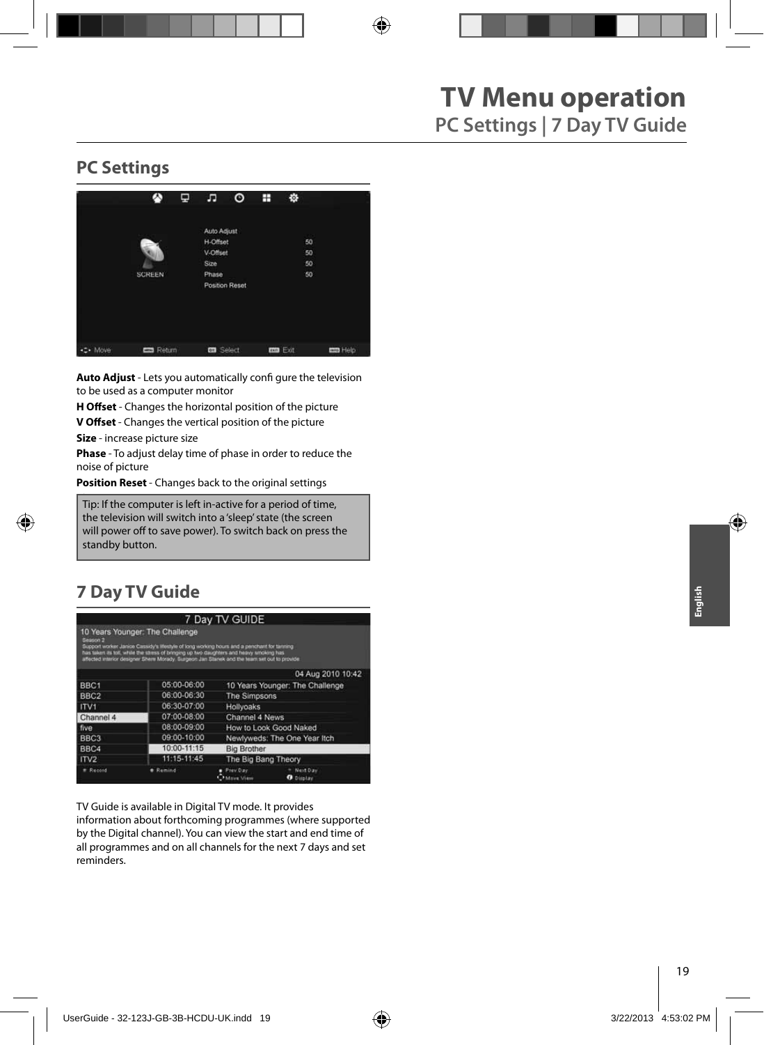# TV Menu operation

## PC Settings | 7 Day TV Guide

### PC Settings

**Auto Adjust** - Lets you automatically confi gure the television to be used as a computer monitor

**H Offset** - Changes the horizontal position of the picture

**V Offset** - Changes the vertical position of the picture

**Size** - increase picture size

**Phase** - To adjust delay time of phase in order to reduce the noise of picture

**Position Reset** - Changes back to the original settings

Tip: If the computer is left in-active for a period of time, the television will switch into a 'sleep' state (the screen will power off to save power). To switch back on press the standby button.

### 7 Day TV Guide

TV Guide is available in Digital TV mode. It provides information about forthcoming programmes (where supported by the Digital channel). You can view the start and end time of all programmes and on all channels for the next 7 days and set reminders.

English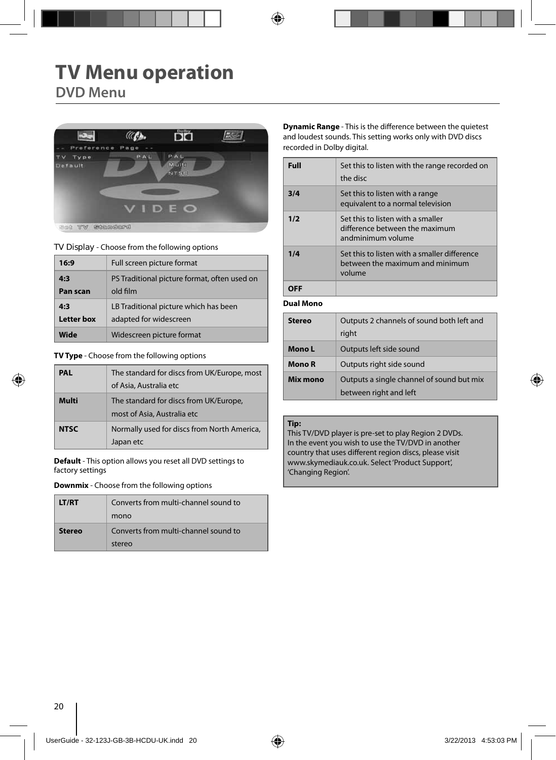# TV Menu operation

## DVD Menu

TV Display - Choose from the following options

| | |
|---|---|
| **16:9** | Full screen picture format |
| **4:3 Pan scan** | PS Traditional picture format, often used on old film |
| **4:3 Letter box** | LB Traditional picture which has been adapted for widescreen |
| **Wide** | Widescreen picture format |

**TV Type** - Choose from the following options

| | |
|---|---|
| **PAL** | The standard for discs from UK/Europe, most of Asia, Australia etc |
| **Multi** | The standard for discs from UK/Europe, most of Asia, Australia etc |
| **NTSC** | Normally used for discs from North America, Japan etc |

**Default** - This option allows you reset all DVD settings to factory settings

**Downmix** - Choose from the following options

| | |
|---|---|
| **LT/RT** | Converts from multi-channel sound to mono |
| **Stereo** | Converts from multi-channel sound to stereo |

**Dynamic Range** - This is the difference between the quietest and loudest sounds. This setting works only with DVD discs recorded in Dolby digital.

| | |
|---|---|
| **Full** | Set this to listen with the range recorded on the disc |
| **3/4** | Set this to listen with a range equivalent to a normal television |
| **1/2** | Set this to listen with a smaller difference between the maximum andminimum volume |
| **1/4** | Set this to listen with a smaller difference between the maximum and minimum volume |
| **OFF** | |

**Dual Mono**

| | |
|---|---|
| **Stereo** | Outputs 2 channels of sound both left and right |
| **Mono L** | Outputs left side sound |
| **Mono R** | Outputs right side sound |
| **Mix mono** | Outputs a single channel of sound but mix between right and left |

**Tip:**
This TV/DVD player is pre-set to play Region 2 DVDs. In the event you wish to use the TV/DVD in another country that uses different region discs, please visit www.skymediauk.co.uk. Select 'Product Support', 'Changing Region'.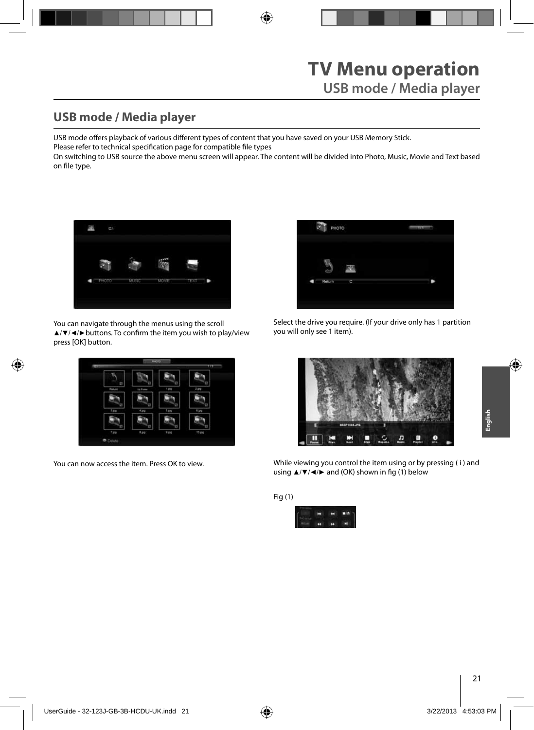# TV Menu operation

## USB mode / Media player

## USB mode / Media player

USB mode offers playback of various different types of content that you have saved on your USB Memory Stick.
Please refer to technical specification page for compatible file types
On switching to USB source the above menu screen will appear. The content will be divided into Photo, Music, Movie and Text based on file type.

You can navigate through the menus using the scroll ▲/▼/◄/►buttons. To confirm the item you wish to play/view press [OK] button.

Select the drive you require. (If your drive only has 1 partition you will only see 1 item).

You can now access the item. Press OK to view.

While viewing you control the item using or by pressing ( i ) and using ▲/▼/◄/► and (OK) shown in fig (1) below

Fig (1)

English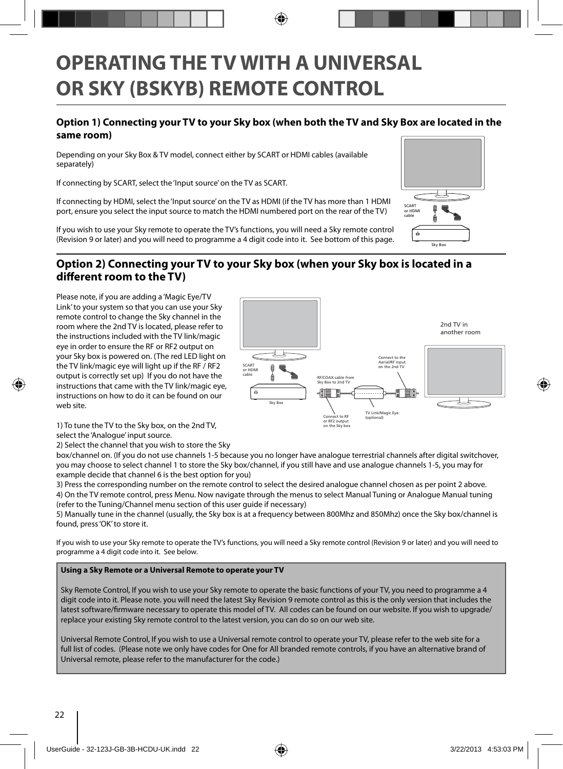# OPERATING THE TV WITH A UNIVERSAL OR SKY (BSKYB) REMOTE CONTROL

## Option 1) Connecting your TV to your Sky box (when both the TV and Sky Box are located in the same room)

Depending on your Sky Box & TV model, connect either by SCART or HDMI cables (available separately)

If connecting by SCART, select the 'Input source' on the TV as SCART.

If connecting by HDMI, select the 'Input source' on the TV as HDMI (if the TV has more than 1 HDMI port, ensure you select the input source to match the HDMI numbered port on the rear of the TV)

If you wish to use your Sky remote to operate the TV's functions, you will need a Sky remote control (Revision 9 or later) and you will need to programme a 4 digit code into it. See bottom of this page.

SCART or HDMI cable

Sky Box

## Option 2) Connecting your TV to your Sky box (when your Sky box is located in a different room to the TV)

Please note, if you are adding a 'Magic Eye/TV Link' to your system so that you can use your Sky remote control to change the Sky channel in the room where the 2nd TV is located, please refer to the instructions included with the TV link/magic eye in order to ensure the RF or RF2 output on your Sky box is powered on. (The red LED light on the TV link/magic eye will light up if the RF / RF2 output is correctly set up) If you do not have the instructions that came with the TV link/magic eye, instructions on how to do it can be found on our web site.

SCART or HDMI cable

Sky Box

RF/COAX cable from Sky Box to 2nd TV

Connect to RF or RF2 output on the Sky box

TV Link/Magic Eye (optional)

Connect to the Aerial/RF input on the 2nd TV

2nd TV in another room

1) To tune the TV to the Sky box, on the 2nd TV, select the 'Analogue' input source.
2) Select the channel that you wish to store the Sky box/channel on. (If you do not use channels 1-5 because you no longer have analogue terrestrial channels after digital switchover, you may choose to select channel 1 to store the Sky box/channel, if you still have and use analogue channels 1-5, you may for example decide that channel 6 is the best option for you)
3) Press the corresponding number on the remote control to select the desired analogue channel chosen as per point 2 above.
4) On the TV remote control, press Menu. Now navigate through the menus to select Manual Tuning or Analogue Manual tuning (refer to the Tuning/Channel menu section of this user guide if necessary)
5) Manually tune in the channel (usually, the Sky box is at a frequency between 800Mhz and 850Mhz) once the Sky box/channel is found, press 'OK' to store it.

If you wish to use your Sky remote to operate the TV's functions, you will need a Sky remote control (Revision 9 or later) and you will need to programme a 4 digit code into it. See below.

**Using a Sky Remote or a Universal Remote to operate your TV**

Sky Remote Control, If you wish to use your Sky remote to operate the basic functions of your TV, you need to programme a 4 digit code into it. Please note. you will need the latest Sky Revision 9 remote control as this is the only version that includes the latest software/firmware necessary to operate this model of TV. All codes can be found on our website. If you wish to upgrade/ replace your existing Sky remote control to the latest version, you can do so on our web site.

Universal Remote Control, If you wish to use a Universal remote control to operate your TV, please refer to the web site for a full list of codes. (Please note we only have codes for One for All branded remote controls, if you have an alternative brand of Universal remote, please refer to the manufacturer for the code.)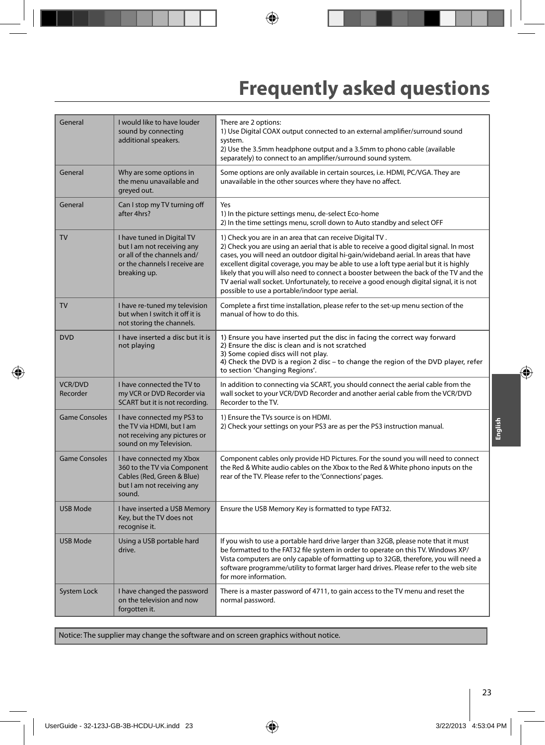# Frequently asked questions

| | | |
|---|---|---|
| General | I would like to have louder sound by connecting additional speakers. | There are 2 options:<br>1) Use Digital COAX output connected to an external amplifier/surround sound system.<br>2) Use the 3.5mm headphone output and a 3.5mm to phono cable (available separately) to connect to an amplifier/surround sound system. |
| General | Why are some options in the menu unavailable and greyed out. | Some options are only available in certain sources, i.e. HDMI, PC/VGA. They are unavailable in the other sources where they have no affect. |
| General | Can I stop my TV turning off after 4hrs? | Yes<br>1) In the picture settings menu, de-select Eco-home<br>2) In the time settings menu, scroll down to Auto standby and select OFF |
| TV | I have tuned in Digital TV but I am not receiving any or all of the channels and/ or the channels I receive are breaking up. | 1) Check you are in an area that can receive Digital TV .<br>2) Check you are using an aerial that is able to receive a good digital signal. In most cases, you will need an outdoor digital hi-gain/wideband aerial. In areas that have excellent digital coverage, you may be able to use a loft type aerial but it is highly likely that you will also need to connect a booster between the back of the TV and the TV aerial wall socket. Unfortunately, to receive a good enough digital signal, it is not possible to use a portable/indoor type aerial. |
| TV | I have re-tuned my television but when I switch it off it is not storing the channels. | Complete a first time installation, please refer to the set-up menu section of the manual of how to do this. |
| DVD | I have inserted a disc but it is not playing | 1) Ensure you have inserted put the disc in facing the correct way forward<br>2) Ensure the disc is clean and is not scratched<br>3) Some copied discs will not play.<br>4) Check the DVD is a region 2 disc – to change the region of the DVD player, refer to section 'Changing Regions'. |
| VCR/DVD Recorder | I have connected the TV to my VCR or DVD Recorder via SCART but it is not recording. | In addition to connecting via SCART, you should connect the aerial cable from the wall socket to your VCR/DVD Recorder and another aerial cable from the VCR/DVD Recorder to the TV. |
| Game Consoles | I have connected my PS3 to the TV via HDMI, but I am not receiving any pictures or sound on my Television. | 1) Ensure the TVs source is on HDMI.<br>2) Check your settings on your PS3 are as per the PS3 instruction manual. |
| Game Consoles | I have connected my Xbox 360 to the TV via Component Cables (Red, Green & Blue) but I am not receiving any sound. | Component cables only provide HD Pictures. For the sound you will need to connect the Red & White audio cables on the Xbox to the Red & White phono inputs on the rear of the TV. Please refer to the 'Connections' pages. |
| USB Mode | I have inserted a USB Memory Key, but the TV does not recognise it. | Ensure the USB Memory Key is formatted to type FAT32. |
| USB Mode | Using a USB portable hard drive. | If you wish to use a portable hard drive larger than 32GB, please note that it must be formatted to the FAT32 file system in order to operate on this TV. Windows XP/ Vista computers are only capable of formatting up to 32GB, therefore, you will need a software programme/utility to format larger hard drives. Please refer to the web site for more information. |
| System Lock | I have changed the password on the television and now forgotten it. | There is a master password of 4711, to gain access to the TV menu and reset the normal password. |

Notice: The supplier may change the software and on screen graphics without notice.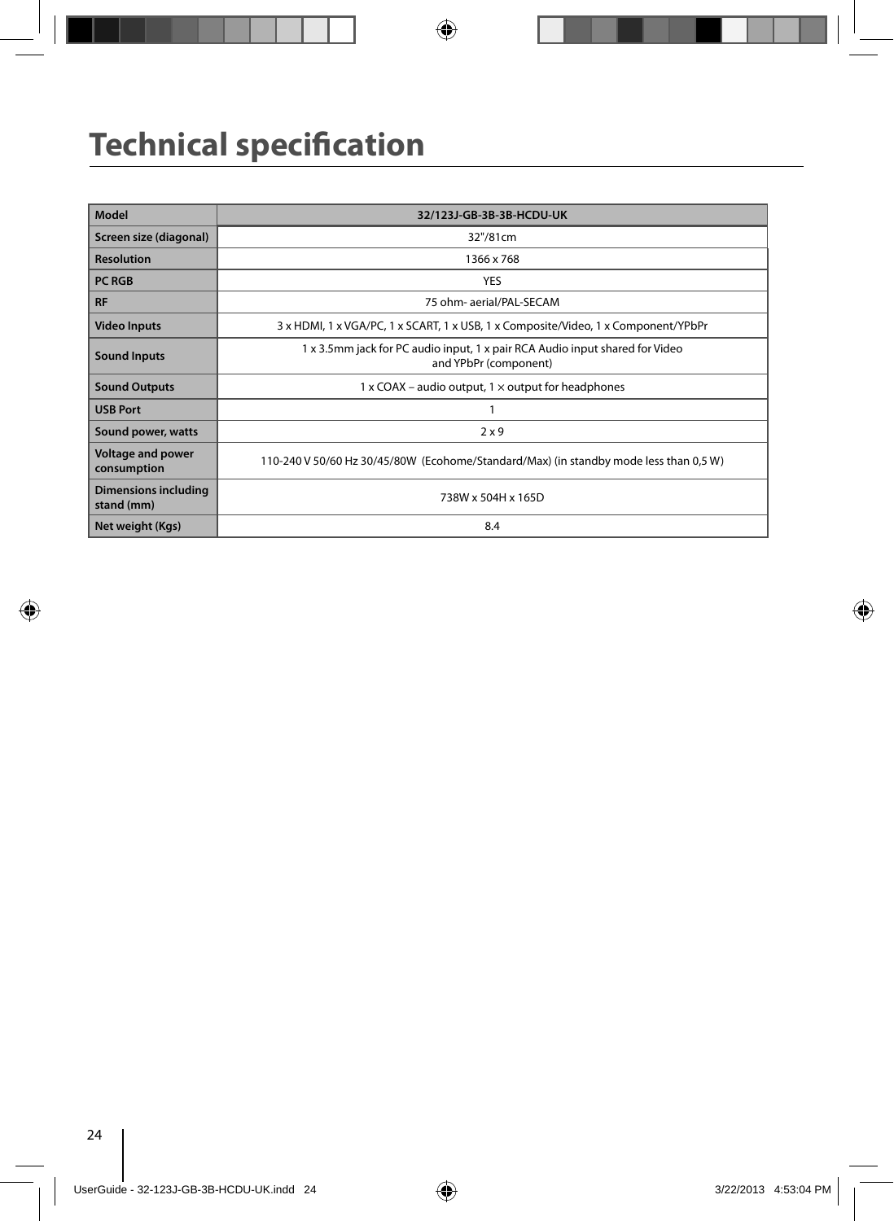# Technical specification

| Model | 32/123J-GB-3B-3B-HCDU-UK |
|---|---|
| Screen size (diagonal) | 32"/81cm |
| Resolution | 1366 x 768 |
| PC RGB | YES |
| RF | 75 ohm- aerial/PAL-SECAM |
| Video Inputs | 3 x HDMI, 1 x VGA/PC, 1 x SCART, 1 x USB, 1 x Composite/Video, 1 x Component/YPbPr |
| Sound Inputs | 1 x 3.5mm jack for PC audio input, 1 x pair RCA Audio input shared for Video and YPbPr (component) |
| Sound Outputs | 1 x COAX – audio output, 1 × output for headphones |
| USB Port | 1 |
| Sound power, watts | 2 x 9 |
| Voltage and power consumption | 110-240 V 50/60 Hz 30/45/80W (Ecohome/Standard/Max) (in standby mode less than 0,5 W) |
| Dimensions including stand (mm) | 738W x 504H x 165D |
| Net weight (Kgs) | 8.4 |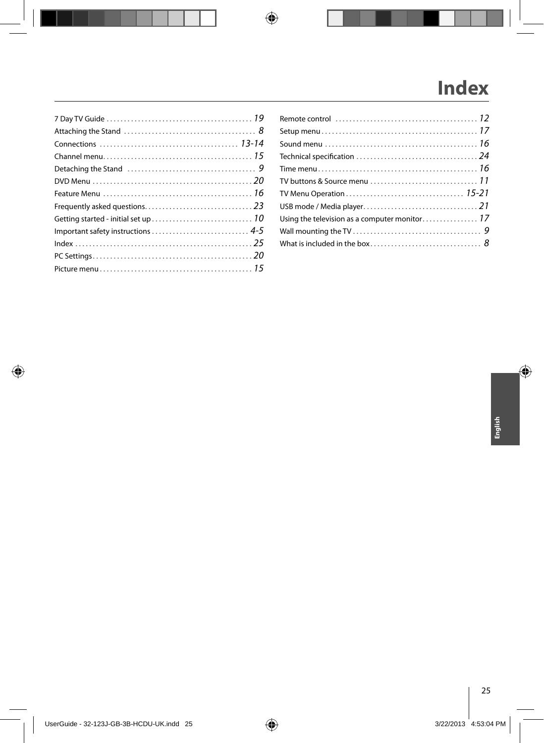# Index

7 Day TV Guide . . . . . . . . . . . . . . . . . . . . . . . . . . . . . . . . . . . . . . . . . 19
Attaching the Stand . . . . . . . . . . . . . . . . . . . . . . . . . . . . . . . . . . . . . . 8
Connections . . . . . . . . . . . . . . . . . . . . . . . . . . . . . . . . . . . . . . . . 13-14
Channel menu. . . . . . . . . . . . . . . . . . . . . . . . . . . . . . . . . . . . . . . . . . 15
Detaching the Stand . . . . . . . . . . . . . . . . . . . . . . . . . . . . . . . . . . . . 9
DVD Menu . . . . . . . . . . . . . . . . . . . . . . . . . . . . . . . . . . . . . . . . . . . . 20
Feature Menu . . . . . . . . . . . . . . . . . . . . . . . . . . . . . . . . . . . . . . . . . . 16
Frequently asked questions. . . . . . . . . . . . . . . . . . . . . . . . . . . . . . 23
Getting started - initial set up . . . . . . . . . . . . . . . . . . . . . . . . . . . . 10
Important safety instructions . . . . . . . . . . . . . . . . . . . . . . . . . . . 4-5
Index . . . . . . . . . . . . . . . . . . . . . . . . . . . . . . . . . . . . . . . . . . . . . . . . . . 25
PC Settings. . . . . . . . . . . . . . . . . . . . . . . . . . . . . . . . . . . . . . . . . . . . . . 20
Picture menu . . . . . . . . . . . . . . . . . . . . . . . . . . . . . . . . . . . . . . . . . . . . 15
Remote control . . . . . . . . . . . . . . . . . . . . . . . . . . . . . . . . . . . . . . . . 12
Setup menu . . . . . . . . . . . . . . . . . . . . . . . . . . . . . . . . . . . . . . . . . . . . . 17
Sound menu . . . . . . . . . . . . . . . . . . . . . . . . . . . . . . . . . . . . . . . . . . . 16
Technical specification . . . . . . . . . . . . . . . . . . . . . . . . . . . . . . . . . . 24
Time menu . . . . . . . . . . . . . . . . . . . . . . . . . . . . . . . . . . . . . . . . . . . . . 16
TV buttons & Source menu . . . . . . . . . . . . . . . . . . . . . . . . . . . . . . 11
TV Menu Operation . . . . . . . . . . . . . . . . . . . . . . . . . . . . . . . . . . 15-21
USB mode / Media player. . . . . . . . . . . . . . . . . . . . . . . . . . . . . . . . 21
Using the television as a computer monitor. . . . . . . . . . . . . . . . 17
Wall mounting the TV . . . . . . . . . . . . . . . . . . . . . . . . . . . . . . . . . . . . 9
What is included in the box. . . . . . . . . . . . . . . . . . . . . . . . . . . . . . . 8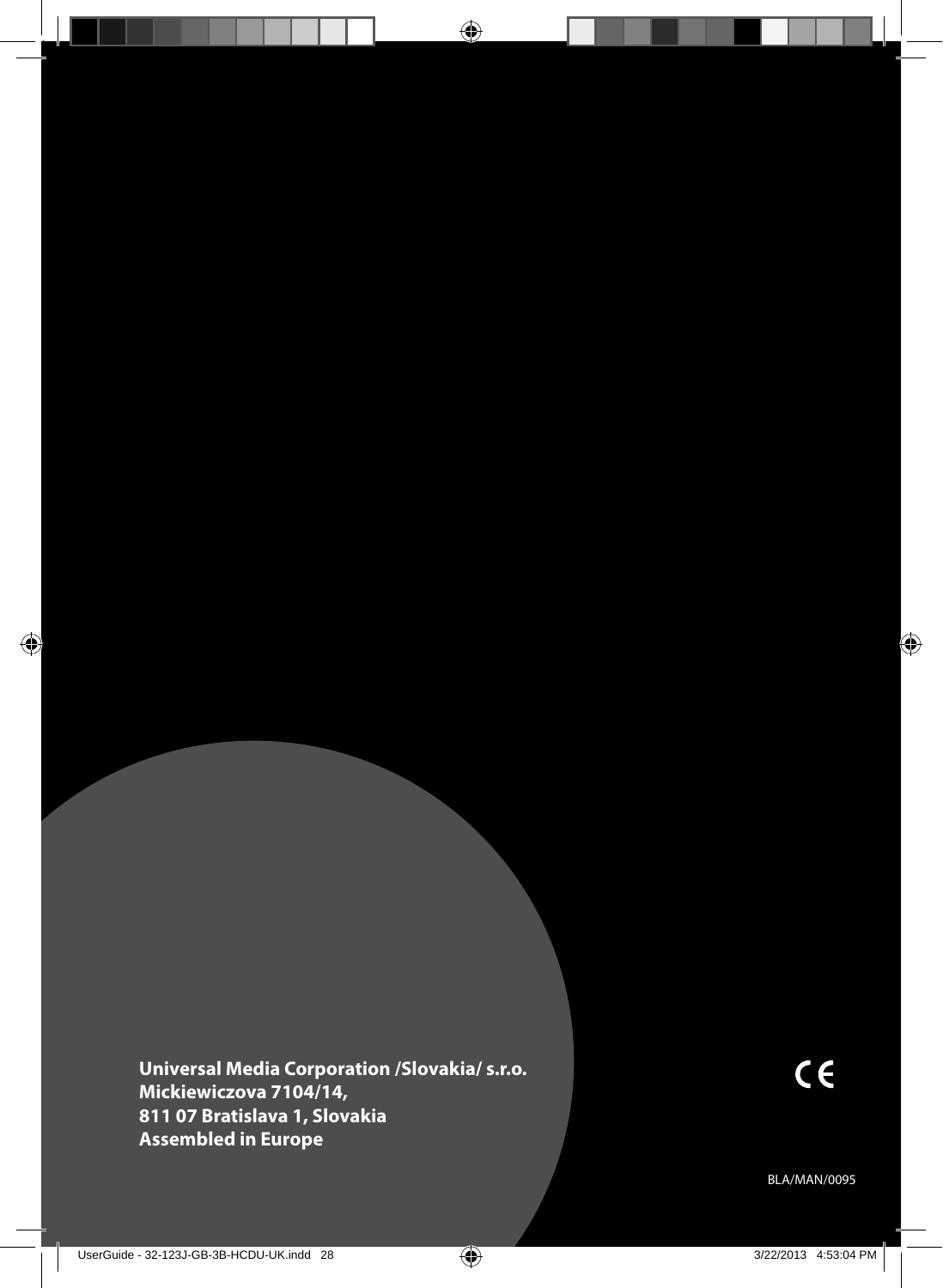**Universal Media Corporation /Slovakia/ s.r.o.**
**Mickiewiczova 7104/14,**
**811 07 Bratislava 1, Slovakia**
**Assembled in Europe**

CE

BLA/MAN/0095